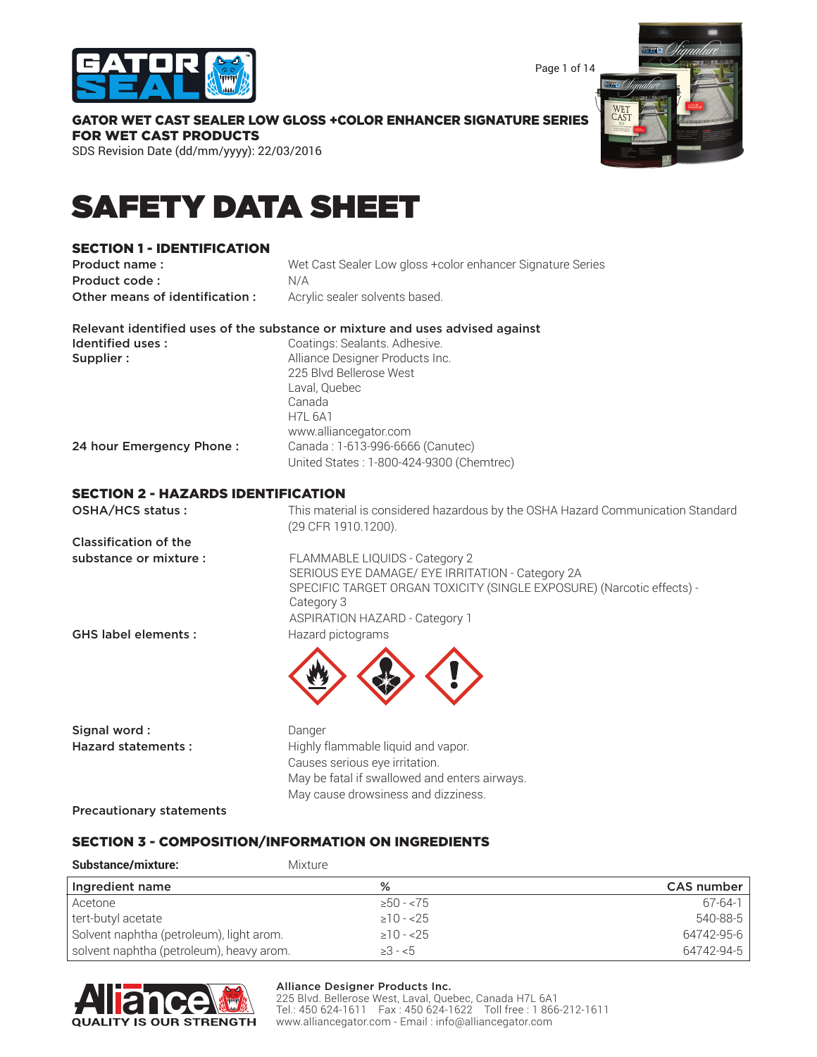# GATOR WET CAST SEALER LOW GLOSS +COLOR ENHANCER SIGNATURE SERIES FOR WET CAST PRODUCTS

SDS Revision Date (dd/mm/yyyy): 22/03/2016

# SAFETY DATA SHEET

## SECTION 1 - IDENTIFICATION

**Product name :** Wet Cast Sealer Low gloss +color enhancer Signature Series

**Product code :** N/A

**Other means of identification :** Acrylic sealer solvents based.

**Relevant identified uses of the substance or mixture and uses advised against**

**Identified uses :** Coatings: Sealants. Adhesive.

**Supplier :** Alliance Designer Products Inc.
225 Blvd Bellerose West
Laval, Quebec
Canada
H7L 6A1
www.alliancegator.com

**24 hour Emergency Phone :** Canada : 1-613-996-6666 (Canutec)
United States : 1-800-424-9300 (Chemtrec)

## SECTION 2 - HAZARDS IDENTIFICATION

**OSHA/HCS status :** This material is considered hazardous by the OSHA Hazard Communication Standard (29 CFR 1910.1200).

**Classification of the substance or mixture :**
FLAMMABLE LIQUIDS - Category 2
SERIOUS EYE DAMAGE/ EYE IRRITATION - Category 2A
SPECIFIC TARGET ORGAN TOXICITY (SINGLE EXPOSURE) (Narcotic effects) - Category 3
ASPIRATION HAZARD - Category 1

**GHS label elements :** Hazard pictograms

**Signal word :** Danger

**Hazard statements :**
Highly flammable liquid and vapor.
Causes serious eye irritation.
May be fatal if swallowed and enters airways.
May cause drowsiness and dizziness.

**Precautionary statements**

## SECTION 3 - COMPOSITION/INFORMATION ON INGREDIENTS

**Substance/mixture:** Mixture

| Ingredient name | % | CAS number |
|---|---|---|
| Acetone | ≥50 - <75 | 67-64-1 |
| tert-butyl acetate | ≥10 - <25 | 540-88-5 |
| Solvent naphtha (petroleum), light arom. | ≥10 - <25 | 64742-95-6 |
| solvent naphtha (petroleum), heavy arom. | ≥3 - <5 | 64742-94-5 |

**Alliance Designer Products Inc.**
225 Blvd. Bellerose West, Laval, Quebec, Canada H7L 6A1
Tel.: 450 624-1611 Fax : 450 624-1622 Toll free : 1 866-212-1611
www.alliancegator.com - Email : info@alliancegator.com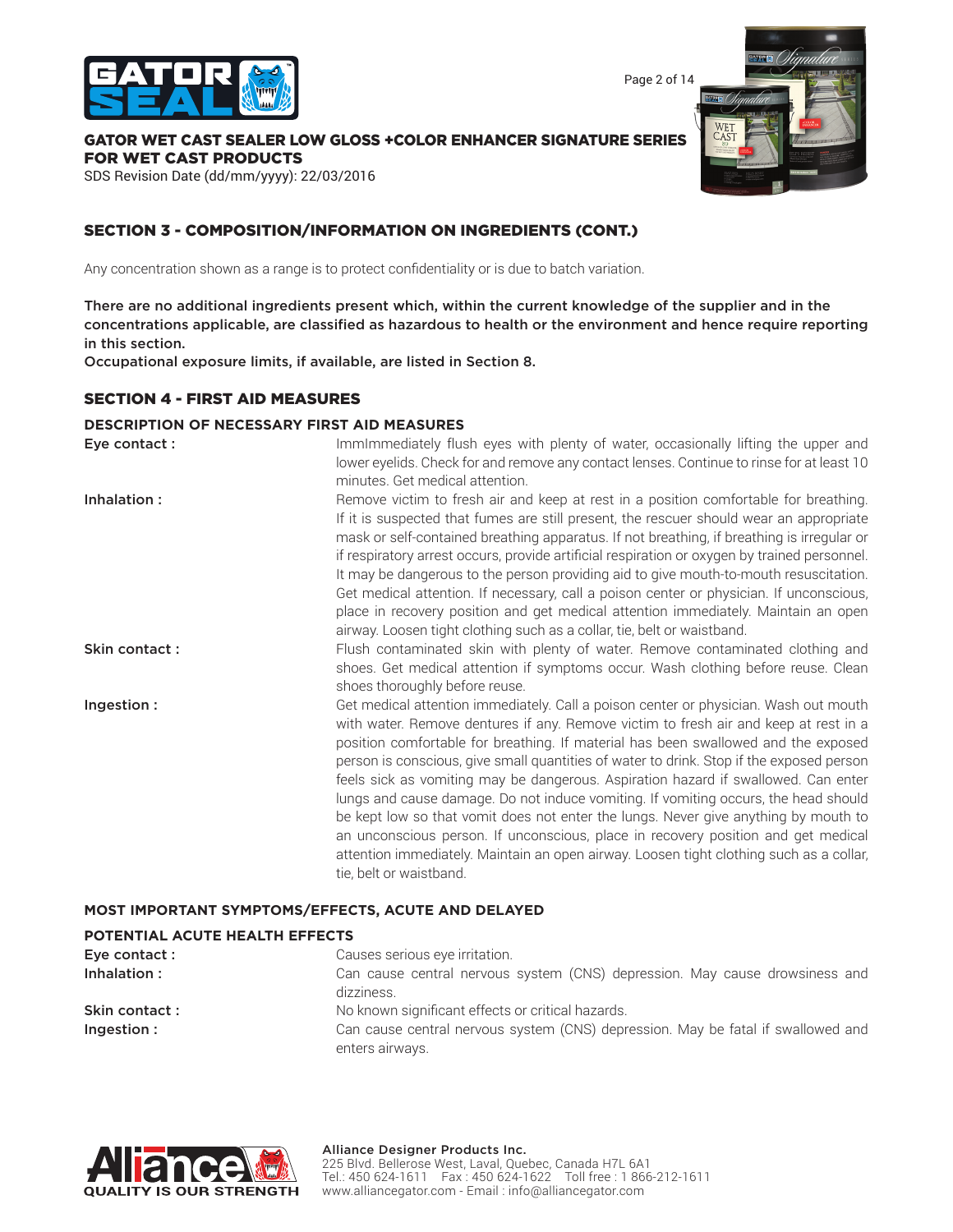## SECTION 3 - COMPOSITION/INFORMATION ON INGREDIENTS (CONT.)

Any concentration shown as a range is to protect confidentiality or is due to batch variation.

**There are no additional ingredients present which, within the current knowledge of the supplier and in the concentrations applicable, are classified as hazardous to health or the environment and hence require reporting in this section.**
**Occupational exposure limits, if available, are listed in Section 8.**

## SECTION 4 - FIRST AID MEASURES

### DESCRIPTION OF NECESSARY FIRST AID MEASURES

**Eye contact :** ImmImmediately flush eyes with plenty of water, occasionally lifting the upper and lower eyelids. Check for and remove any contact lenses. Continue to rinse for at least 10 minutes. Get medical attention.

**Inhalation :** Remove victim to fresh air and keep at rest in a position comfortable for breathing. If it is suspected that fumes are still present, the rescuer should wear an appropriate mask or self-contained breathing apparatus. If not breathing, if breathing is irregular or if respiratory arrest occurs, provide artificial respiration or oxygen by trained personnel. It may be dangerous to the person providing aid to give mouth-to-mouth resuscitation. Get medical attention. If necessary, call a poison center or physician. If unconscious, place in recovery position and get medical attention immediately. Maintain an open airway. Loosen tight clothing such as a collar, tie, belt or waistband.

**Skin contact :** Flush contaminated skin with plenty of water. Remove contaminated clothing and shoes. Get medical attention if symptoms occur. Wash clothing before reuse. Clean shoes thoroughly before reuse.

**Ingestion :** Get medical attention immediately. Call a poison center or physician. Wash out mouth with water. Remove dentures if any. Remove victim to fresh air and keep at rest in a position comfortable for breathing. If material has been swallowed and the exposed person is conscious, give small quantities of water to drink. Stop if the exposed person feels sick as vomiting may be dangerous. Aspiration hazard if swallowed. Can enter lungs and cause damage. Do not induce vomiting. If vomiting occurs, the head should be kept low so that vomit does not enter the lungs. Never give anything by mouth to an unconscious person. If unconscious, place in recovery position and get medical attention immediately. Maintain an open airway. Loosen tight clothing such as a collar, tie, belt or waistband.

### MOST IMPORTANT SYMPTOMS/EFFECTS, ACUTE AND DELAYED

### POTENTIAL ACUTE HEALTH EFFECTS

**Eye contact :** Causes serious eye irritation.

**Inhalation :** Can cause central nervous system (CNS) depression. May cause drowsiness and dizziness.

**Skin contact :** No known significant effects or critical hazards.

**Ingestion :** Can cause central nervous system (CNS) depression. May be fatal if swallowed and enters airways.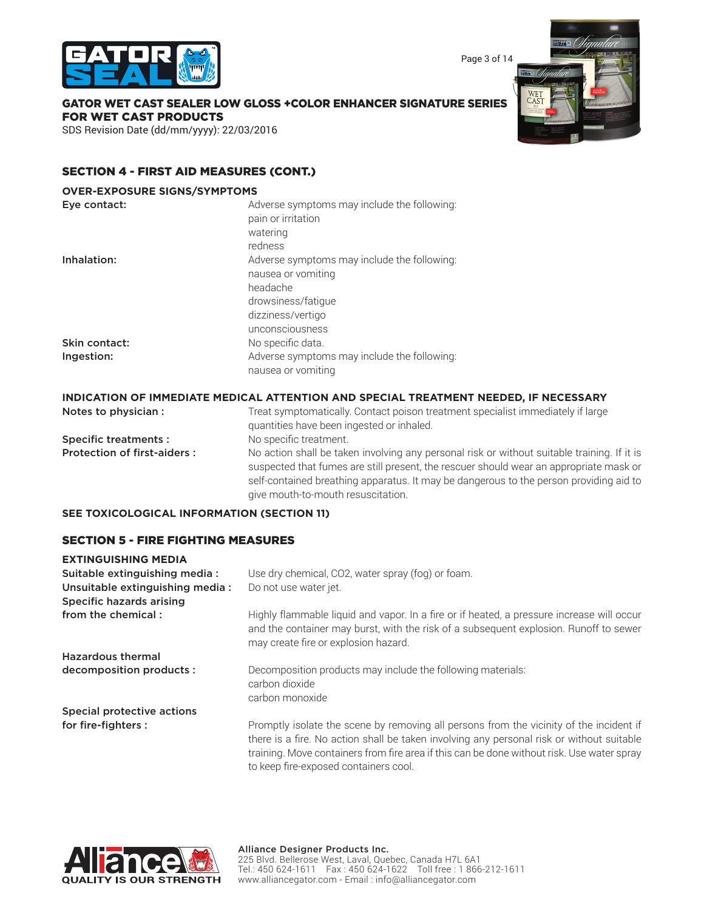## SECTION 4 - FIRST AID MEASURES (CONT.)

### OVER-EXPOSURE SIGNS/SYMPTOMS

| | |
|---|---|
| **Eye contact:** | Adverse symptoms may include the following:<br>pain or irritation<br>watering<br>redness |
| **Inhalation:** | Adverse symptoms may include the following:<br>nausea or vomiting<br>headache<br>drowsiness/fatigue<br>dizziness/vertigo<br>unconsciousness |
| **Skin contact:** | No specific data. |
| **Ingestion:** | Adverse symptoms may include the following:<br>nausea or vomiting |

### INDICATION OF IMMEDIATE MEDICAL ATTENTION AND SPECIAL TREATMENT NEEDED, IF NECESSARY

| | |
|---|---|
| **Notes to physician :** | Treat symptomatically. Contact poison treatment specialist immediately if large quantities have been ingested or inhaled. |
| **Specific treatments :** | No specific treatment. |
| **Protection of first-aiders :** | No action shall be taken involving any personal risk or without suitable training. If it is suspected that fumes are still present, the rescuer should wear an appropriate mask or self-contained breathing apparatus. It may be dangerous to the person providing aid to give mouth-to-mouth resuscitation. |

**SEE TOXICOLOGICAL INFORMATION (SECTION 11)**

## SECTION 5 - FIRE FIGHTING MEASURES

### EXTINGUISHING MEDIA

| | |
|---|---|
| **Suitable extinguishing media :** | Use dry chemical, $CO_2$, water spray (fog) or foam. |
| **Unsuitable extinguishing media :** | Do not use water jet. |
| **Specific hazards arising from the chemical :** | Highly flammable liquid and vapor. In a fire or if heated, a pressure increase will occur and the container may burst, with the risk of a subsequent explosion. Runoff to sewer may create fire or explosion hazard. |
| **Hazardous thermal decomposition products :** | Decomposition products may include the following materials:<br>carbon dioxide<br>carbon monoxide |
| **Special protective actions for fire-fighters :** | Promptly isolate the scene by removing all persons from the vicinity of the incident if there is a fire. No action shall be taken involving any personal risk or without suitable training. Move containers from fire area if this can be done without risk. Use water spray to keep fire-exposed containers cool. |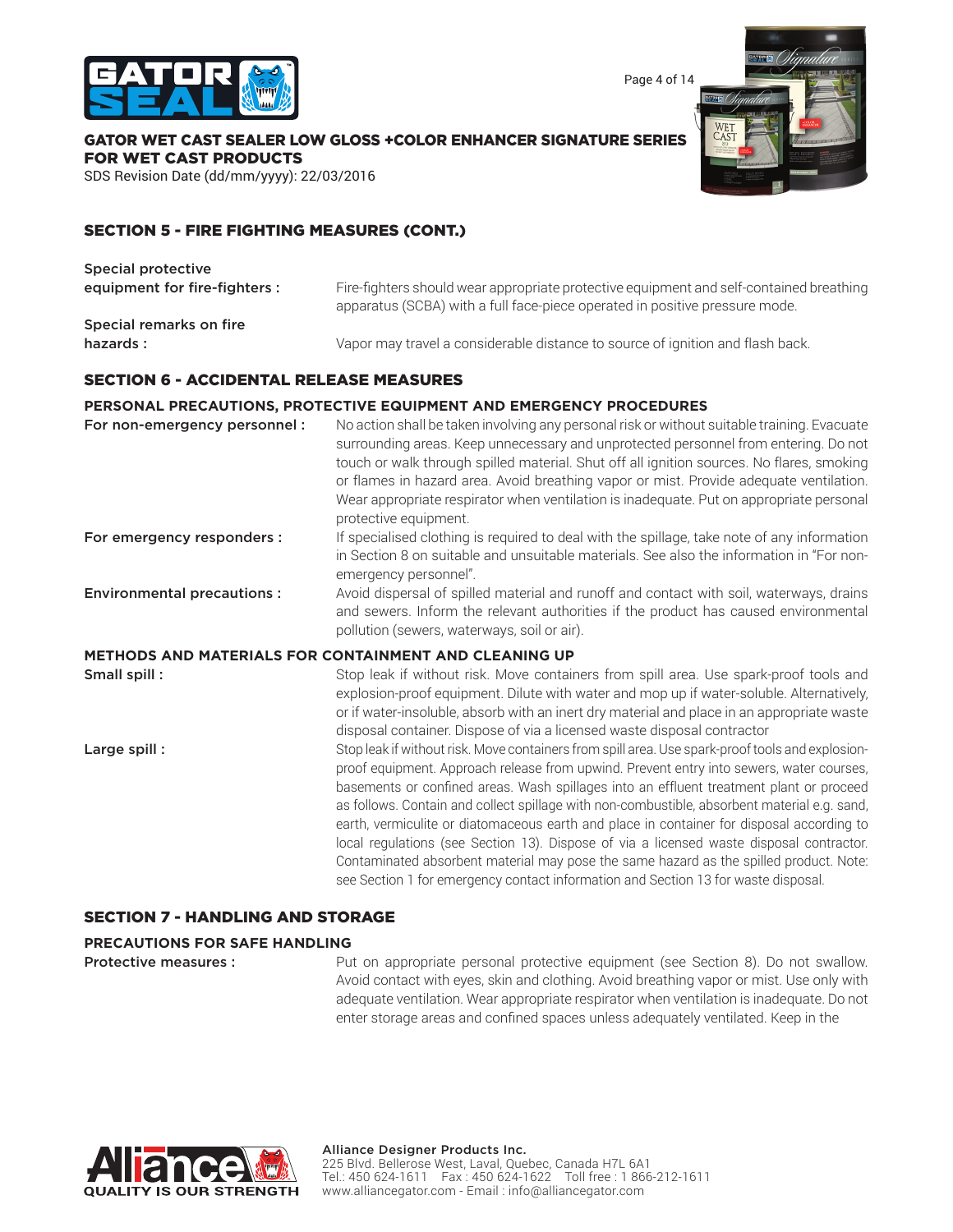## SECTION 5 - FIRE FIGHTING MEASURES (CONT.)

**Special protective equipment for fire-fighters :** Fire-fighters should wear appropriate protective equipment and self-contained breathing apparatus (SCBA) with a full face-piece operated in positive pressure mode.

**Special remarks on fire hazards :** Vapor may travel a considerable distance to source of ignition and flash back.

## SECTION 6 - ACCIDENTAL RELEASE MEASURES

### PERSONAL PRECAUTIONS, PROTECTIVE EQUIPMENT AND EMERGENCY PROCEDURES

**For non-emergency personnel :** No action shall be taken involving any personal risk or without suitable training. Evacuate surrounding areas. Keep unnecessary and unprotected personnel from entering. Do not touch or walk through spilled material. Shut off all ignition sources. No flares, smoking or flames in hazard area. Avoid breathing vapor or mist. Provide adequate ventilation. Wear appropriate respirator when ventilation is inadequate. Put on appropriate personal protective equipment.

**For emergency responders :** If specialised clothing is required to deal with the spillage, take note of any information in Section 8 on suitable and unsuitable materials. See also the information in "For non-emergency personnel".

**Environmental precautions :** Avoid dispersal of spilled material and runoff and contact with soil, waterways, drains and sewers. Inform the relevant authorities if the product has caused environmental pollution (sewers, waterways, soil or air).

### METHODS AND MATERIALS FOR CONTAINMENT AND CLEANING UP

**Small spill :** Stop leak if without risk. Move containers from spill area. Use spark-proof tools and explosion-proof equipment. Dilute with water and mop up if water-soluble. Alternatively, or if water-insoluble, absorb with an inert dry material and place in an appropriate waste disposal container. Dispose of via a licensed waste disposal contractor

**Large spill :** Stop leak if without risk. Move containers from spill area. Use spark-proof tools and explosion-proof equipment. Approach release from upwind. Prevent entry into sewers, water courses, basements or confined areas. Wash spillages into an effluent treatment plant or proceed as follows. Contain and collect spillage with non-combustible, absorbent material e.g. sand, earth, vermiculite or diatomaceous earth and place in container for disposal according to local regulations (see Section 13). Dispose of via a licensed waste disposal contractor. Contaminated absorbent material may pose the same hazard as the spilled product. Note: see Section 1 for emergency contact information and Section 13 for waste disposal.

## SECTION 7 - HANDLING AND STORAGE

### PRECAUTIONS FOR SAFE HANDLING

**Protective measures :** Put on appropriate personal protective equipment (see Section 8). Do not swallow. Avoid contact with eyes, skin and clothing. Avoid breathing vapor or mist. Use only with adequate ventilation. Wear appropriate respirator when ventilation is inadequate. Do not enter storage areas and confined spaces unless adequately ventilated. Keep in the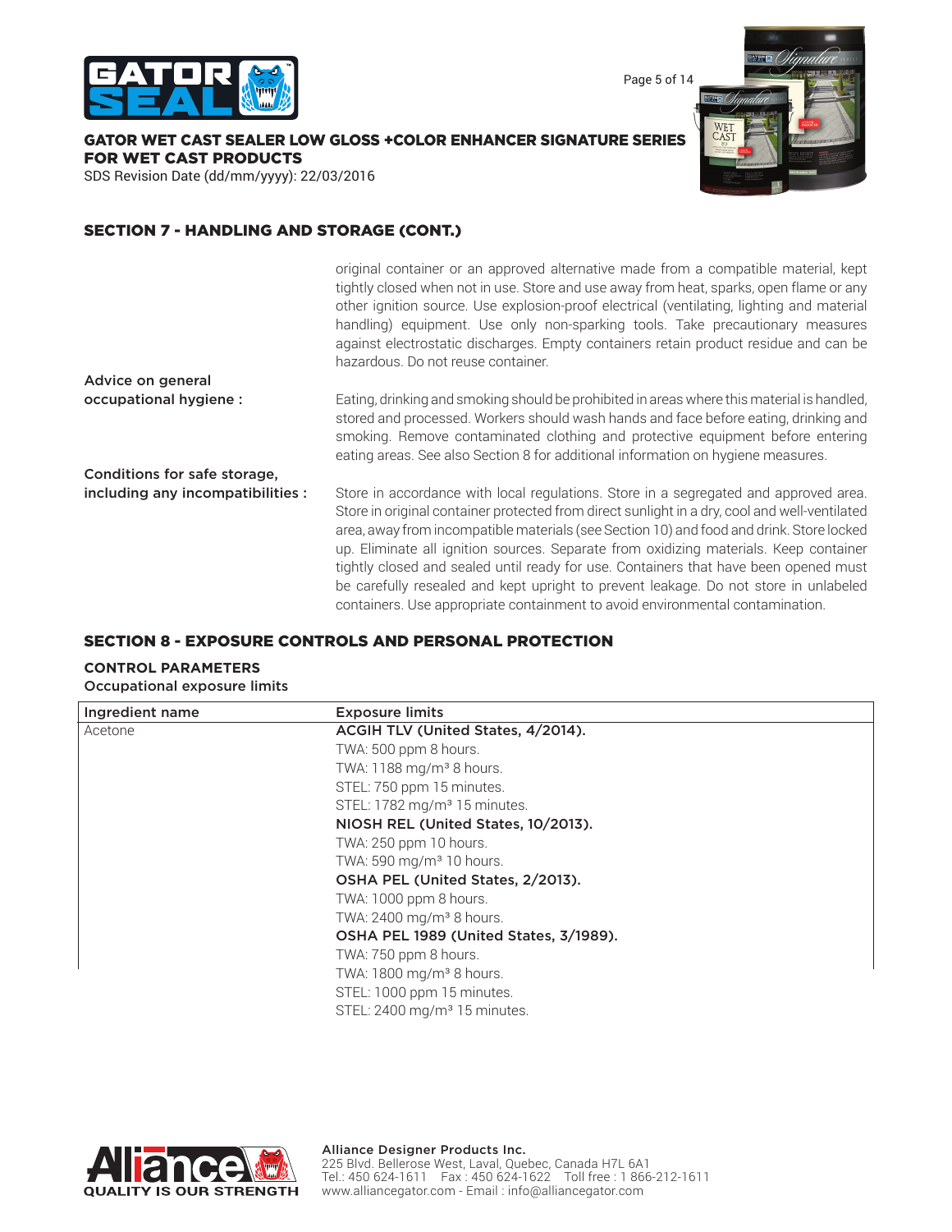## SECTION 7 - HANDLING AND STORAGE (CONT.)

original container or an approved alternative made from a compatible material, kept tightly closed when not in use. Store and use away from heat, sparks, open flame or any other ignition source. Use explosion-proof electrical (ventilating, lighting and material handling) equipment. Use only non-sparking tools. Take precautionary measures against electrostatic discharges. Empty containers retain product residue and can be hazardous. Do not reuse container.

**Advice on general occupational hygiene :** Eating, drinking and smoking should be prohibited in areas where this material is handled, stored and processed. Workers should wash hands and face before eating, drinking and smoking. Remove contaminated clothing and protective equipment before entering eating areas. See also Section 8 for additional information on hygiene measures.

**Conditions for safe storage, including any incompatibilities :** Store in accordance with local regulations. Store in a segregated and approved area. Store in original container protected from direct sunlight in a dry, cool and well-ventilated area, away from incompatible materials (see Section 10) and food and drink. Store locked up. Eliminate all ignition sources. Separate from oxidizing materials. Keep container tightly closed and sealed until ready for use. Containers that have been opened must be carefully resealed and kept upright to prevent leakage. Do not store in unlabeled containers. Use appropriate containment to avoid environmental contamination.

## SECTION 8 - EXPOSURE CONTROLS AND PERSONAL PROTECTION

### CONTROL PARAMETERS

Occupational exposure limits

| Ingredient name | Exposure limits |
| --- | --- |
| Acetone | **ACGIH TLV (United States, 4/2014).** |
| | TWA: 500 ppm 8 hours. |
| | TWA: 1188 mg/m³ 8 hours. |
| | STEL: 750 ppm 15 minutes. |
| | STEL: 1782 mg/m³ 15 minutes. |
| | **NIOSH REL (United States, 10/2013).** |
| | TWA: 250 ppm 10 hours. |
| | TWA: 590 mg/m³ 10 hours. |
| | **OSHA PEL (United States, 2/2013).** |
| | TWA: 1000 ppm 8 hours. |
| | TWA: 2400 mg/m³ 8 hours. |
| | **OSHA PEL 1989 (United States, 3/1989).** |
| | TWA: 750 ppm 8 hours. |
| | TWA: 1800 mg/m³ 8 hours. |
| | STEL: 1000 ppm 15 minutes. |
| | STEL: 2400 mg/m³ 15 minutes. |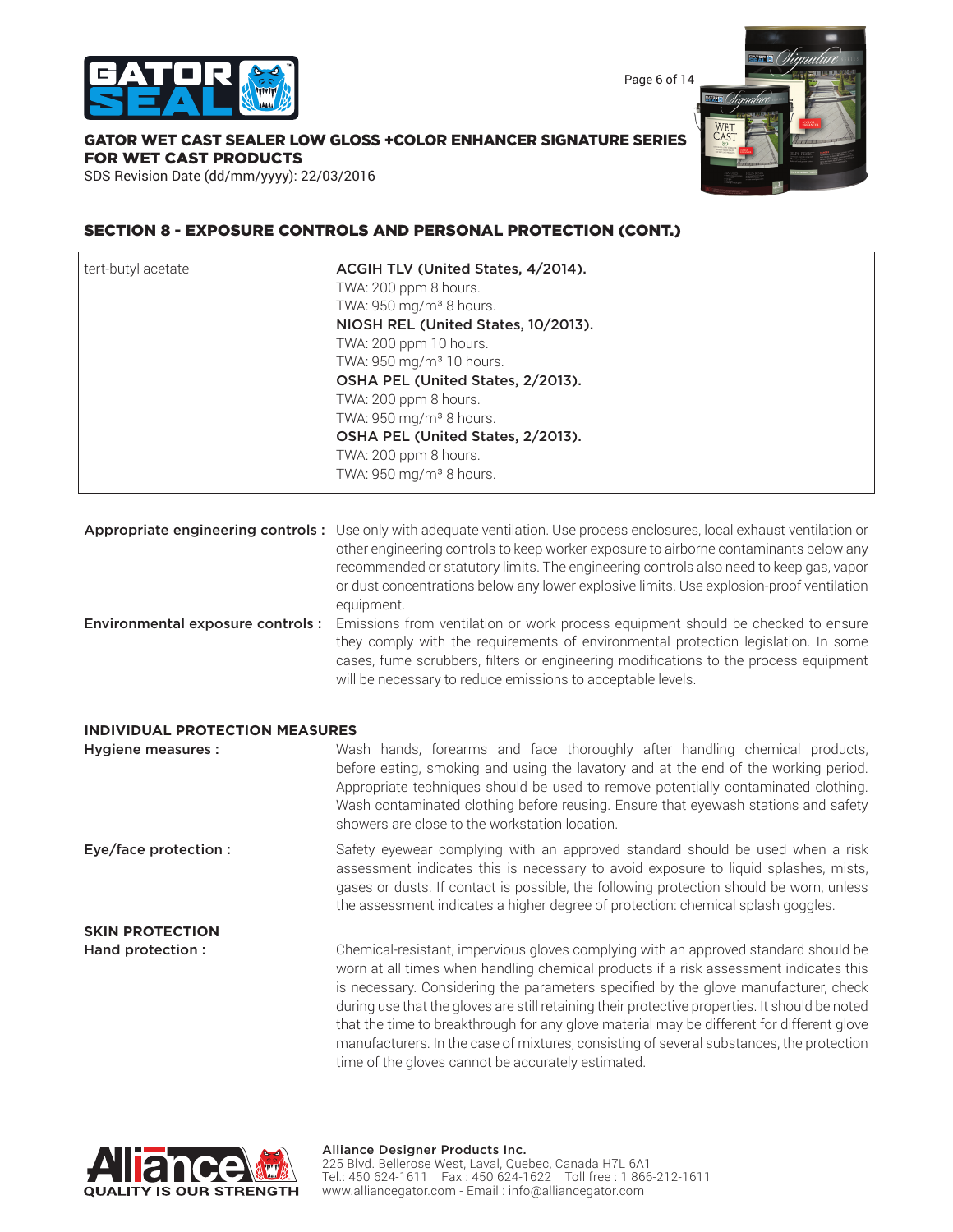## SECTION 8 - EXPOSURE CONTROLS AND PERSONAL PROTECTION (CONT.)

| | |
|---|---|
| tert-butyl acetate | **ACGIH TLV (United States, 4/2014).**<br>TWA: 200 ppm 8 hours.<br>TWA: 950 mg/m³ 8 hours.<br>**NIOSH REL (United States, 10/2013).**<br>TWA: 200 ppm 10 hours.<br>TWA: 950 mg/m³ 10 hours.<br>**OSHA PEL (United States, 2/2013).**<br>TWA: 200 ppm 8 hours.<br>TWA: 950 mg/m³ 8 hours.<br>**OSHA PEL (United States, 2/2013).**<br>TWA: 200 ppm 8 hours.<br>TWA: 950 mg/m³ 8 hours. |

**Appropriate engineering controls :** Use only with adequate ventilation. Use process enclosures, local exhaust ventilation or other engineering controls to keep worker exposure to airborne contaminants below any recommended or statutory limits. The engineering controls also need to keep gas, vapor or dust concentrations below any lower explosive limits. Use explosion-proof ventilation equipment.

**Environmental exposure controls :** Emissions from ventilation or work process equipment should be checked to ensure they comply with the requirements of environmental protection legislation. In some cases, fume scrubbers, filters or engineering modifications to the process equipment will be necessary to reduce emissions to acceptable levels.

### INDIVIDUAL PROTECTION MEASURES

**Hygiene measures :** Wash hands, forearms and face thoroughly after handling chemical products, before eating, smoking and using the lavatory and at the end of the working period. Appropriate techniques should be used to remove potentially contaminated clothing. Wash contaminated clothing before reusing. Ensure that eyewash stations and safety showers are close to the workstation location.

**Eye/face protection :** Safety eyewear complying with an approved standard should be used when a risk assessment indicates this is necessary to avoid exposure to liquid splashes, mists, gases or dusts. If contact is possible, the following protection should be worn, unless the assessment indicates a higher degree of protection: chemical splash goggles.

### SKIN PROTECTION

**Hand protection :** Chemical-resistant, impervious gloves complying with an approved standard should be worn at all times when handling chemical products if a risk assessment indicates this is necessary. Considering the parameters specified by the glove manufacturer, check during use that the gloves are still retaining their protective properties. It should be noted that the time to breakthrough for any glove material may be different for different glove manufacturers. In the case of mixtures, consisting of several substances, the protection time of the gloves cannot be accurately estimated.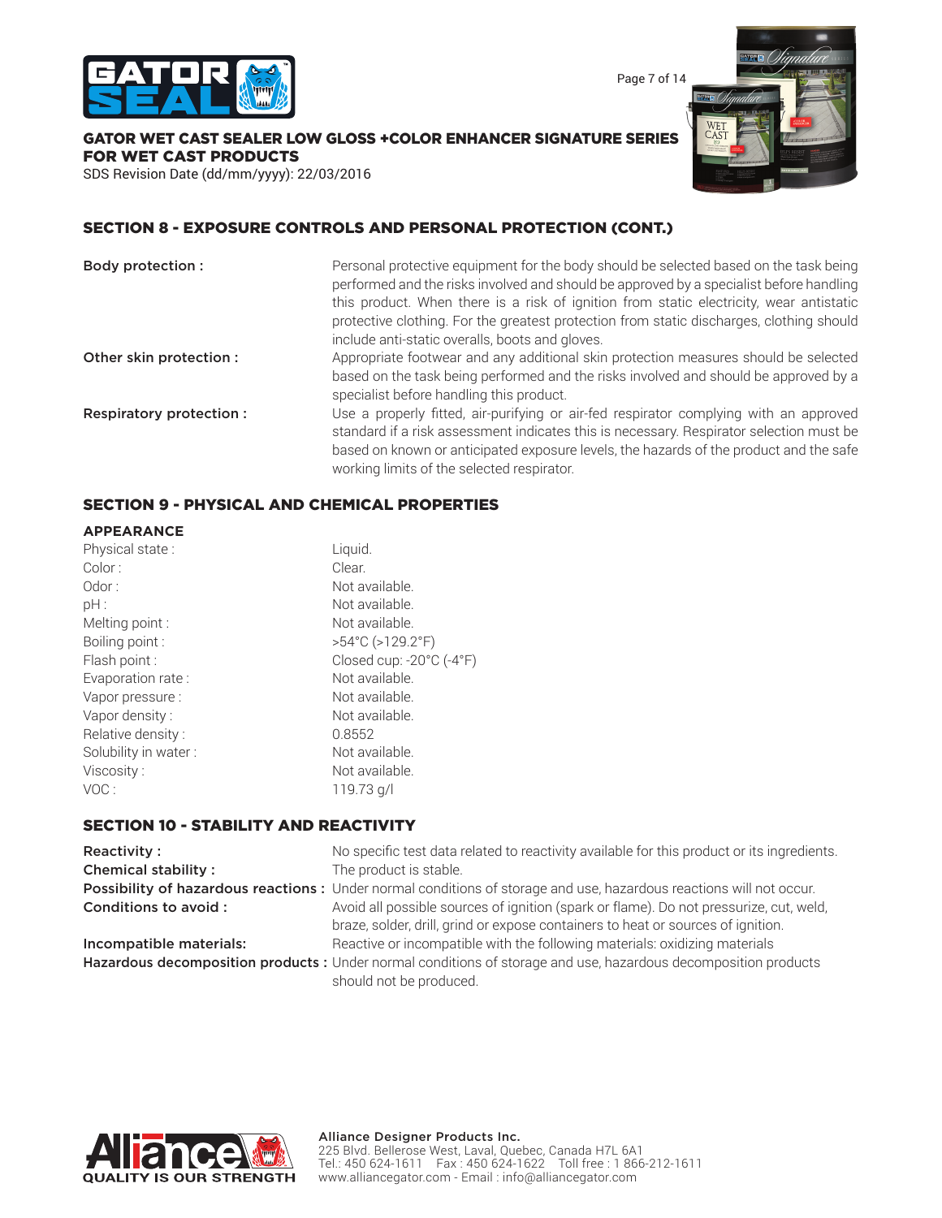## SECTION 8 - EXPOSURE CONTROLS AND PERSONAL PROTECTION (CONT.)

**Body protection :** Personal protective equipment for the body should be selected based on the task being performed and the risks involved and should be approved by a specialist before handling this product. When there is a risk of ignition from static electricity, wear antistatic protective clothing. For the greatest protection from static discharges, clothing should include anti-static overalls, boots and gloves.

**Other skin protection :** Appropriate footwear and any additional skin protection measures should be selected based on the task being performed and the risks involved and should be approved by a specialist before handling this product.

**Respiratory protection :** Use a properly fitted, air-purifying or air-fed respirator complying with an approved standard if a risk assessment indicates this is necessary. Respirator selection must be based on known or anticipated exposure levels, the hazards of the product and the safe working limits of the selected respirator.

## SECTION 9 - PHYSICAL AND CHEMICAL PROPERTIES

### APPEARANCE

| | |
|---|---|
| Physical state : | Liquid. |
| Color : | Clear. |
| Odor : | Not available. |
| pH : | Not available. |
| Melting point : | Not available. |
| Boiling point : | >54°C (>129.2°F) |
| Flash point : | Closed cup: -20°C (-4°F) |
| Evaporation rate : | Not available. |
| Vapor pressure : | Not available. |
| Vapor density : | Not available. |
| Relative density : | 0.8552 |
| Solubility in water : | Not available. |
| Viscosity : | Not available. |
| VOC : | 119.73 g/l |

## SECTION 10 - STABILITY AND REACTIVITY

**Reactivity :** No specific test data related to reactivity available for this product or its ingredients.

**Chemical stability :** The product is stable.

**Possibility of hazardous reactions :** Under normal conditions of storage and use, hazardous reactions will not occur.

**Conditions to avoid :** Avoid all possible sources of ignition (spark or flame). Do not pressurize, cut, weld, braze, solder, drill, grind or expose containers to heat or sources of ignition.

**Incompatible materials:** Reactive or incompatible with the following materials: oxidizing materials

**Hazardous decomposition products :** Under normal conditions of storage and use, hazardous decomposition products should not be produced.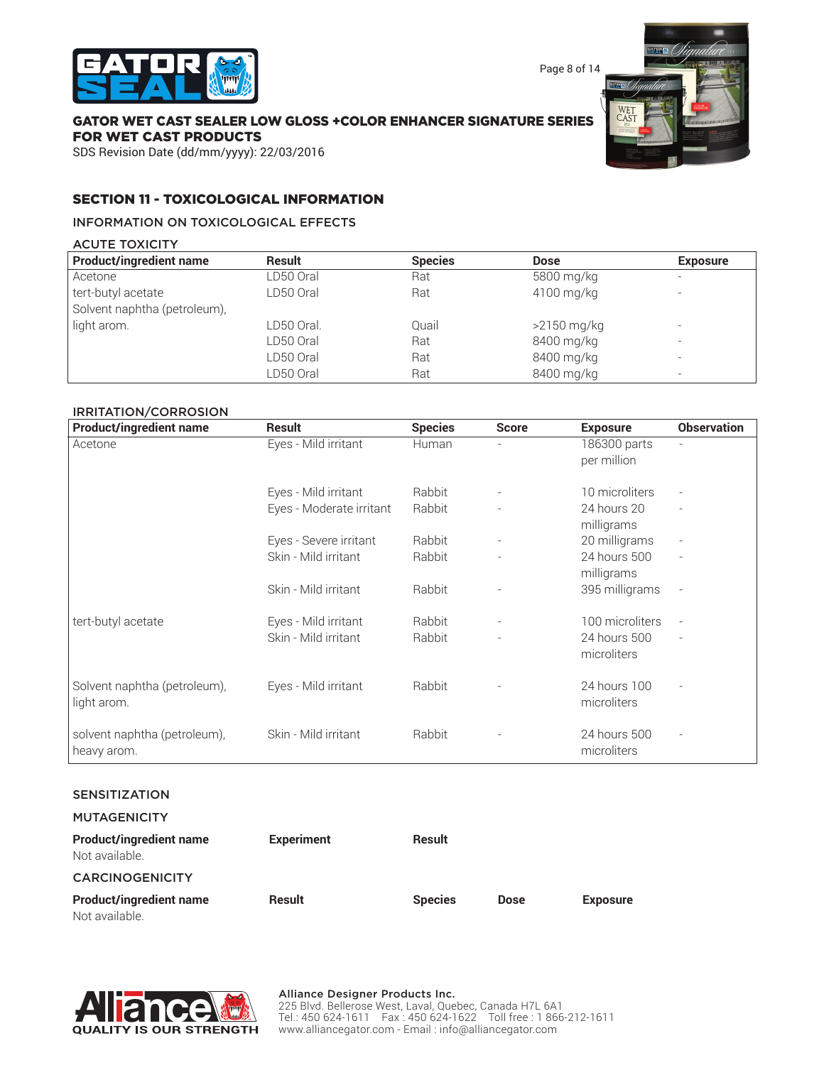## SECTION 11 - TOXICOLOGICAL INFORMATION

### INFORMATION ON TOXICOLOGICAL EFFECTS

#### ACUTE TOXICITY

| Product/ingredient name | Result | Species | Dose | Exposure |
|---|---|---|---|---|
| Acetone | LD50 Oral | Rat | 5800 mg/kg | - |
| tert-butyl acetate | LD50 Oral | Rat | 4100 mg/kg | - |
| Solvent naphtha (petroleum), light arom. | LD50 Oral. | Quail | >2150 mg/kg | - |
| | LD50 Oral | Rat | 8400 mg/kg | - |
| | LD50 Oral | Rat | 8400 mg/kg | - |
| | LD50 Oral | Rat | 8400 mg/kg | - |

#### IRRITATION/CORROSION

| Product/ingredient name | Result | Species | Score | Exposure | Observation |
|---|---|---|---|---|---|
| Acetone | Eyes - Mild irritant | Human | - | 186300 parts per million | - |
| | Eyes - Mild irritant | Rabbit | - | 10 microliters | - |
| | Eyes - Moderate irritant | Rabbit | - | 24 hours 20 milligrams | - |
| | Eyes - Severe irritant | Rabbit | - | 20 milligrams | - |
| | Skin - Mild irritant | Rabbit | - | 24 hours 500 milligrams | - |
| | Skin - Mild irritant | Rabbit | - | 395 milligrams | - |
| tert-butyl acetate | Eyes - Mild irritant | Rabbit | - | 100 microliters | - |
| | Skin - Mild irritant | Rabbit | - | 24 hours 500 microliters | - |
| Solvent naphtha (petroleum), light arom. | Eyes - Mild irritant | Rabbit | - | 24 hours 100 microliters | - |
| solvent naphtha (petroleum), heavy arom. | Skin - Mild irritant | Rabbit | - | 24 hours 500 microliters | - |

#### SENSITIZATION

#### MUTAGENICITY

| Product/ingredient name | Experiment | Result |
|---|---|---|
| Not available. | | |

#### CARCINOGENICITY

| Product/ingredient name | Result | Species | Dose | Exposure |
|---|---|---|---|---|
| Not available. | | | | |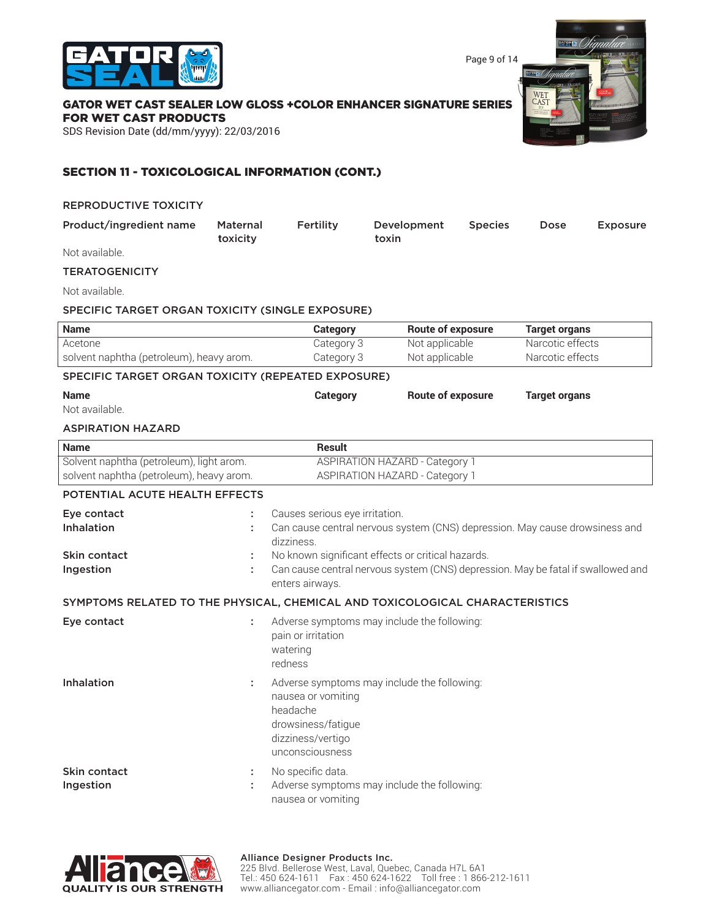## SECTION 11 - TOXICOLOGICAL INFORMATION (CONT.)

### REPRODUCTIVE TOXICITY

| Product/ingredient name | Maternal toxicity | Fertility | Development toxin | Species | Dose | Exposure |
|---|---|---|---|---|---|---|

Not available.

### TERATOGENICITY

Not available.

### SPECIFIC TARGET ORGAN TOXICITY (SINGLE EXPOSURE)

| Name | Category | Route of exposure | Target organs |
|---|---|---|---|
| Acetone | Category 3 | Not applicable | Narcotic effects |
| solvent naphtha (petroleum), heavy arom. | Category 3 | Not applicable | Narcotic effects |

### SPECIFIC TARGET ORGAN TOXICITY (REPEATED EXPOSURE)

| Name | Category | Route of exposure | Target organs |
|---|---|---|---|

Not available.

### ASPIRATION HAZARD

| Name | Result |
|---|---|
| Solvent naphtha (petroleum), light arom. | ASPIRATION HAZARD - Category 1 |
| solvent naphtha (petroleum), heavy arom. | ASPIRATION HAZARD - Category 1 |

### POTENTIAL ACUTE HEALTH EFFECTS

**Eye contact** : Causes serious eye irritation.

**Inhalation** : Can cause central nervous system (CNS) depression. May cause drowsiness and dizziness.

**Skin contact** : No known significant effects or critical hazards.

**Ingestion** : Can cause central nervous system (CNS) depression. May be fatal if swallowed and enters airways.

### SYMPTOMS RELATED TO THE PHYSICAL, CHEMICAL AND TOXICOLOGICAL CHARACTERISTICS

**Eye contact** : Adverse symptoms may include the following:
pain or irritation
watering
redness

**Inhalation** : Adverse symptoms may include the following:
nausea or vomiting
headache
drowsiness/fatigue
dizziness/vertigo
unconsciousness

**Skin contact** : No specific data.

**Ingestion** : Adverse symptoms may include the following:
nausea or vomiting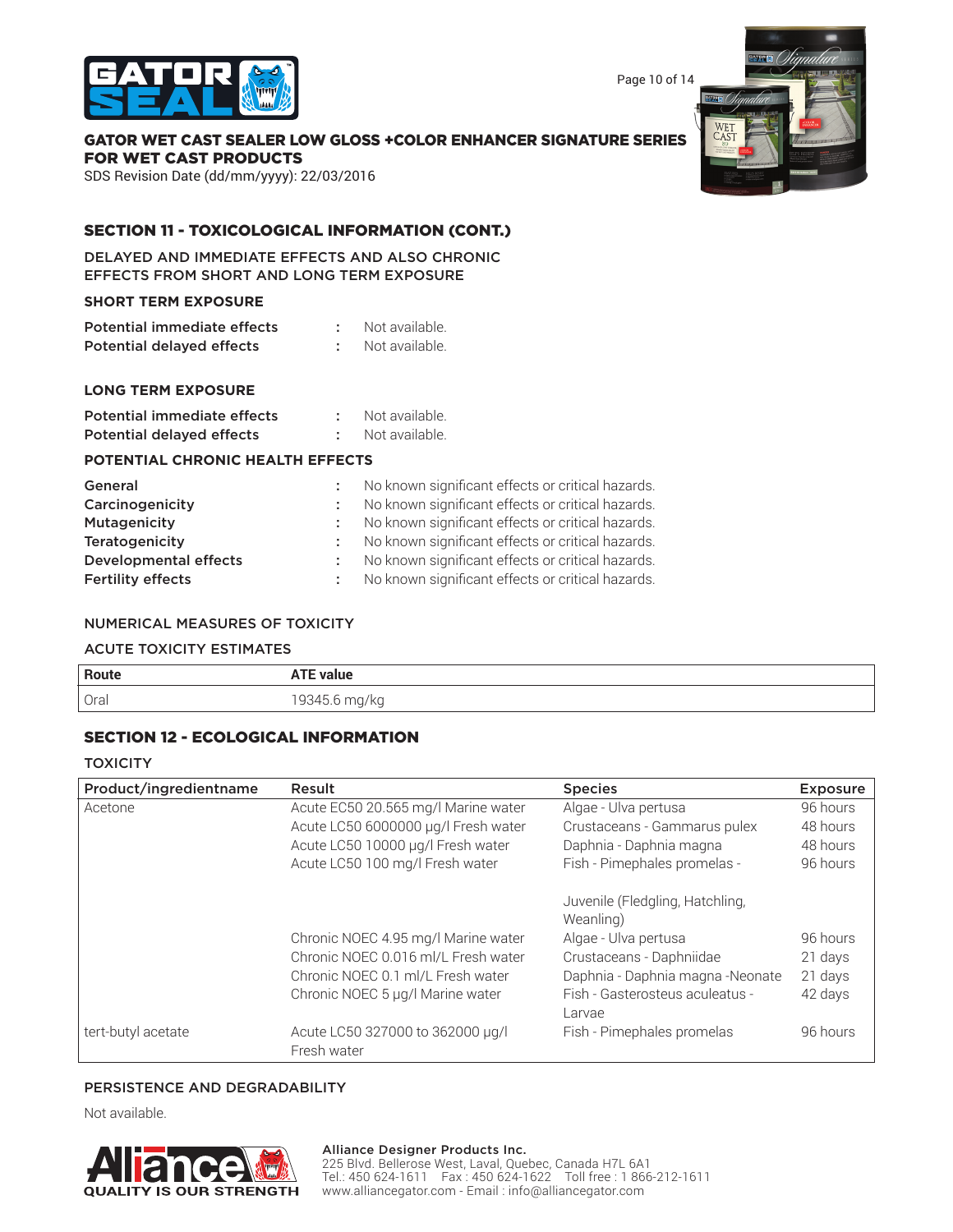## SECTION 11 - TOXICOLOGICAL INFORMATION (CONT.)

DELAYED AND IMMEDIATE EFFECTS AND ALSO CHRONIC EFFECTS FROM SHORT AND LONG TERM EXPOSURE

### SHORT TERM EXPOSURE

**Potential immediate effects** : Not available.
**Potential delayed effects** : Not available.

### LONG TERM EXPOSURE

**Potential immediate effects** : Not available.
**Potential delayed effects** : Not available.

### POTENTIAL CHRONIC HEALTH EFFECTS

**General** : No known significant effects or critical hazards.
**Carcinogenicity** : No known significant effects or critical hazards.
**Mutagenicity** : No known significant effects or critical hazards.
**Teratogenicity** : No known significant effects or critical hazards.
**Developmental effects** : No known significant effects or critical hazards.
**Fertility effects** : No known significant effects or critical hazards.

NUMERICAL MEASURES OF TOXICITY

ACUTE TOXICITY ESTIMATES

| Route | ATE value |
|---|---|
| Oral | 19345.6 mg/kg |

## SECTION 12 - ECOLOGICAL INFORMATION

TOXICITY

| Product/ingredientname | Result | Species | Exposure |
|---|---|---|---|
| Acetone | Acute EC50 20.565 mg/l Marine water | Algae - Ulva pertusa | 96 hours |
| | Acute LC50 6000000 µg/l Fresh water | Crustaceans - Gammarus pulex | 48 hours |
| | Acute LC50 10000 µg/l Fresh water | Daphnia - Daphnia magna | 48 hours |
| | Acute LC50 100 mg/l Fresh water | Fish - Pimephales promelas - Juvenile (Fledgling, Hatchling, Weanling) | 96 hours |
| | Chronic NOEC 4.95 mg/l Marine water | Algae - Ulva pertusa | 96 hours |
| | Chronic NOEC 0.016 ml/L Fresh water | Crustaceans - Daphniidae | 21 days |
| | Chronic NOEC 0.1 ml/L Fresh water | Daphnia - Daphnia magna -Neonate | 21 days |
| | Chronic NOEC 5 µg/l Marine water | Fish - Gasterosteus aculeatus - Larvae | 42 days |
| tert-butyl acetate | Acute LC50 327000 to 362000 µg/l Fresh water | Fish - Pimephales promelas | 96 hours |

PERSISTENCE AND DEGRADABILITY

Not available.

**Alliance Designer Products Inc.**
225 Blvd. Bellerose West, Laval, Quebec, Canada H7L 6A1
Tel.: 450 624-1611 Fax : 450 624-1622 Toll free : 1 866-212-1611
www.alliancegator.com - Email : info@alliancegator.com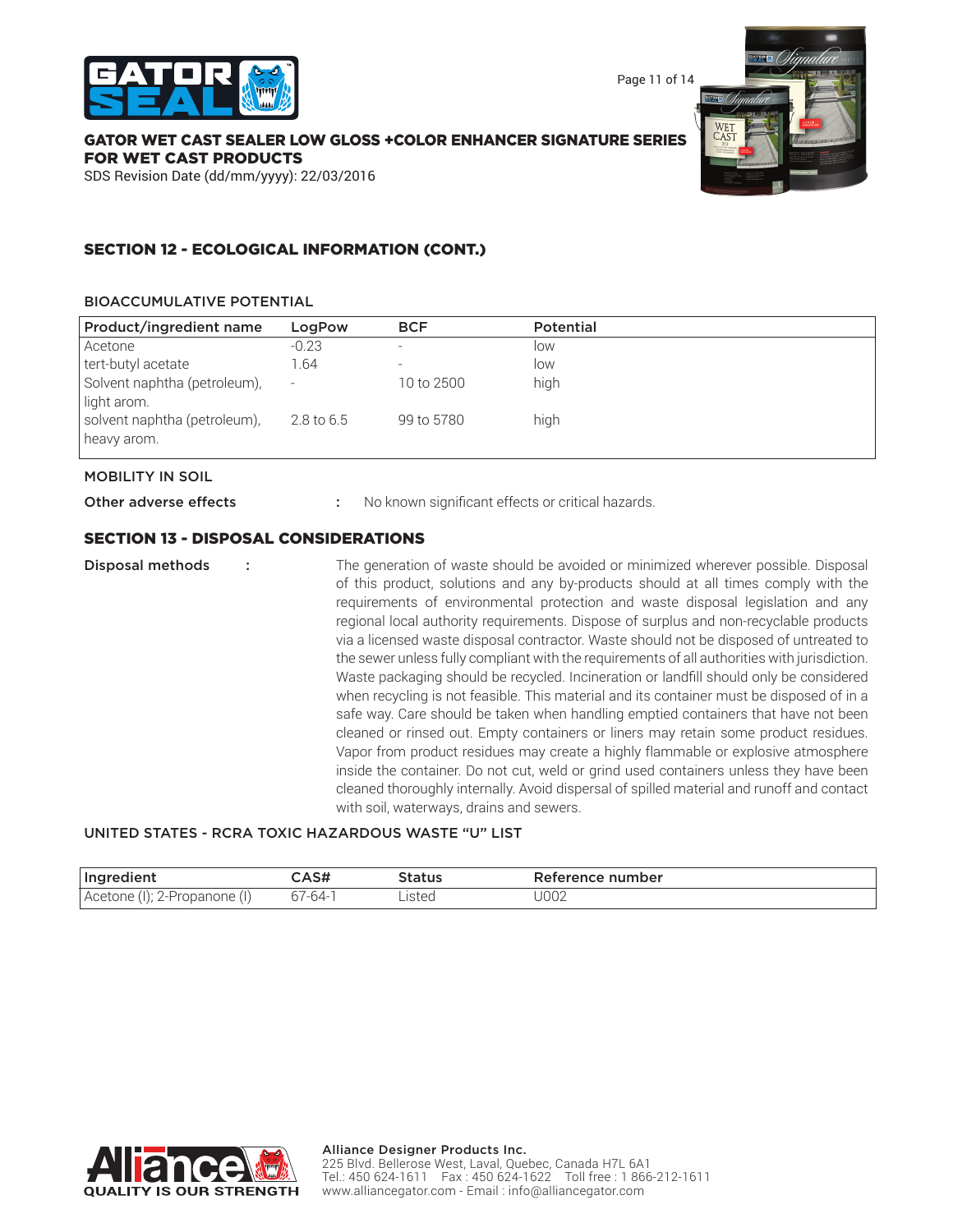## SECTION 12 - ECOLOGICAL INFORMATION (CONT.)

### BIOACCUMULATIVE POTENTIAL

| Product/ingredient name | LogPow | BCF | Potential |
|---|---|---|---|
| Acetone | -0.23 | - | low |
| tert-butyl acetate | 1.64 | - | low |
| Solvent naphtha (petroleum), light arom. | - | 10 to 2500 | high |
| solvent naphtha (petroleum), heavy arom. | 2.8 to 6.5 | 99 to 5780 | high |

### MOBILITY IN SOIL

**Other adverse effects** : No known significant effects or critical hazards.

## SECTION 13 - DISPOSAL CONSIDERATIONS

**Disposal methods** : The generation of waste should be avoided or minimized wherever possible. Disposal of this product, solutions and any by-products should at all times comply with the requirements of environmental protection and waste disposal legislation and any regional local authority requirements. Dispose of surplus and non-recyclable products via a licensed waste disposal contractor. Waste should not be disposed of untreated to the sewer unless fully compliant with the requirements of all authorities with jurisdiction. Waste packaging should be recycled. Incineration or landfill should only be considered when recycling is not feasible. This material and its container must be disposed of in a safe way. Care should be taken when handling emptied containers that have not been cleaned or rinsed out. Empty containers or liners may retain some product residues. Vapor from product residues may create a highly flammable or explosive atmosphere inside the container. Do not cut, weld or grind used containers unless they have been cleaned thoroughly internally. Avoid dispersal of spilled material and runoff and contact with soil, waterways, drains and sewers.

### UNITED STATES - RCRA TOXIC HAZARDOUS WASTE "U" LIST

| Ingredient | CAS# | Status | Reference number |
|---|---|---|---|
| Acetone (I); 2-Propanone (I) | 67-64-1 | Listed | U002 |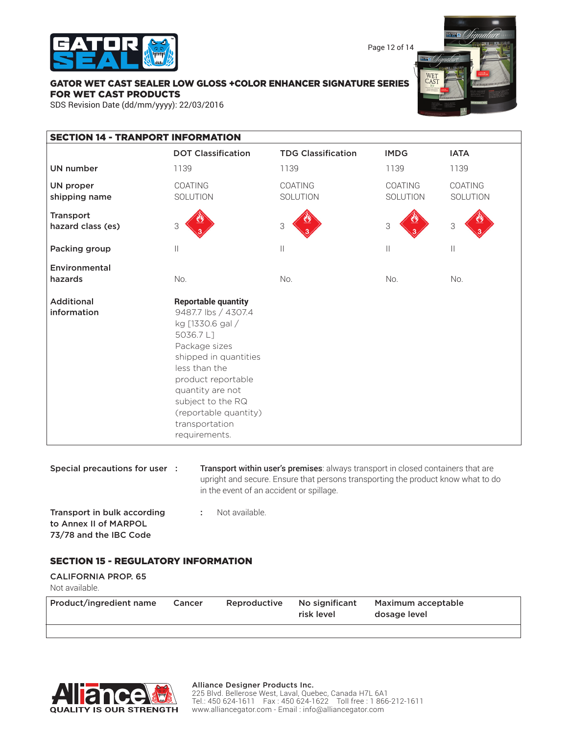## SECTION 14 - TRANPORT INFORMATION

| | DOT Classification | TDG Classification | IMDG | IATA |
|---|---|---|---|---|
| UN number | 1139 | 1139 | 1139 | 1139 |
| UN proper shipping name | COATING SOLUTION | COATING SOLUTION | COATING SOLUTION | COATING SOLUTION |
| Transport hazard class (es) | 3 | 3 | 3 | 3 |
| Packing group | II | II | II | II |
| Environmental hazards | No. | No. | No. | No. |
| Additional information | **Reportable quantity** 9487.7 lbs / 4307.4 kg [1330.6 gal / 5036.7 L] Package sizes shipped in quantities less than the product reportable quantity are not subject to the RQ (reportable quantity) transportation requirements. | | | |

**Special precautions for user** : **Transport within user's premises**: always transport in closed containers that are upright and secure. Ensure that persons transporting the product know what to do in the event of an accident or spillage.

**Transport in bulk according to Annex II of MARPOL 73/78 and the IBC Code** : Not available.

## SECTION 15 - REGULATORY INFORMATION

**CALIFORNIA PROP. 65**

Not available.

| Product/ingredient name | Cancer | Reproductive | No significant risk level | Maximum acceptable dosage level |
|---|---|---|---|---|
| | | | | |

**Alliance Designer Products Inc.**
225 Blvd. Bellerose West, Laval, Quebec, Canada H7L 6A1
Tel.: 450 624-1611 Fax : 450 624-1622 Toll free : 1 866-212-1611
www.alliancegator.com - Email : info@alliancegator.com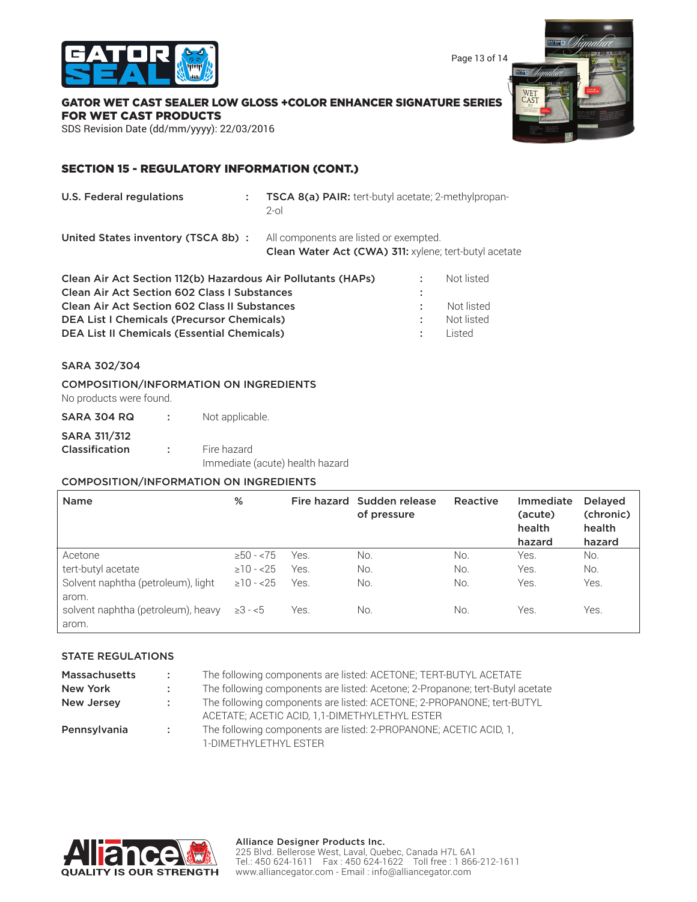**GATOR WET CAST SEALER LOW GLOSS +COLOR ENHANCER SIGNATURE SERIES FOR WET CAST PRODUCTS**

SDS Revision Date (dd/mm/yyyy): 22/03/2016

## SECTION 15 - REGULATORY INFORMATION (CONT.)

**U.S. Federal regulations** : **TSCA 8(a) PAIR:** tert-butyl acetate; 2-methylpropan-2-ol

**United States inventory (TSCA 8b)** : All components are listed or exempted.
**Clean Water Act (CWA) 311:** xylene; tert-butyl acetate

**Clean Air Act Section 112(b) Hazardous Air Pollutants (HAPs)** : Not listed
**Clean Air Act Section 602 Class I Substances** :
**Clean Air Act Section 602 Class II Substances** : Not listed
**DEA List I Chemicals (Precursor Chemicals)** : Not listed
**DEA List II Chemicals (Essential Chemicals)** : Listed

**SARA 302/304**

**COMPOSITION/INFORMATION ON INGREDIENTS**

No products were found.

**SARA 304 RQ** : Not applicable.

**SARA 311/312 Classification** : Fire hazard
Immediate (acute) health hazard

**COMPOSITION/INFORMATION ON INGREDIENTS**

| Name | % | Fire hazard | Sudden release of pressure | Reactive | Immediate (acute) health hazard | Delayed (chronic) health hazard |
|---|---|---|---|---|---|---|
| Acetone | ≥50 - <75 | Yes. | No. | No. | Yes. | No. |
| tert-butyl acetate | ≥10 - <25 | Yes. | No. | No. | Yes. | No. |
| Solvent naphtha (petroleum), light arom. | ≥10 - <25 | Yes. | No. | No. | Yes. | Yes. |
| solvent naphtha (petroleum), heavy arom. | ≥3 - <5 | Yes. | No. | No. | Yes. | Yes. |

**STATE REGULATIONS**

**Massachusetts** : The following components are listed: ACETONE; TERT-BUTYL ACETATE
**New York** : The following components are listed: Acetone; 2-Propanone; tert-Butyl acetate
**New Jersey** : The following components are listed: ACETONE; 2-PROPANONE; tert-BUTYL ACETATE; ACETIC ACID, 1,1-DIMETHYLETHYL ESTER
**Pennsylvania** : The following components are listed: 2-PROPANONE; ACETIC ACID, 1, 1-DIMETHYLETHYL ESTER

**Alliance Designer Products Inc.**
225 Blvd. Bellerose West, Laval, Quebec, Canada H7L 6A1
Tel.: 450 624-1611 Fax : 450 624-1622 Toll free : 1 866-212-1611
www.alliancegator.com - Email : info@alliancegator.com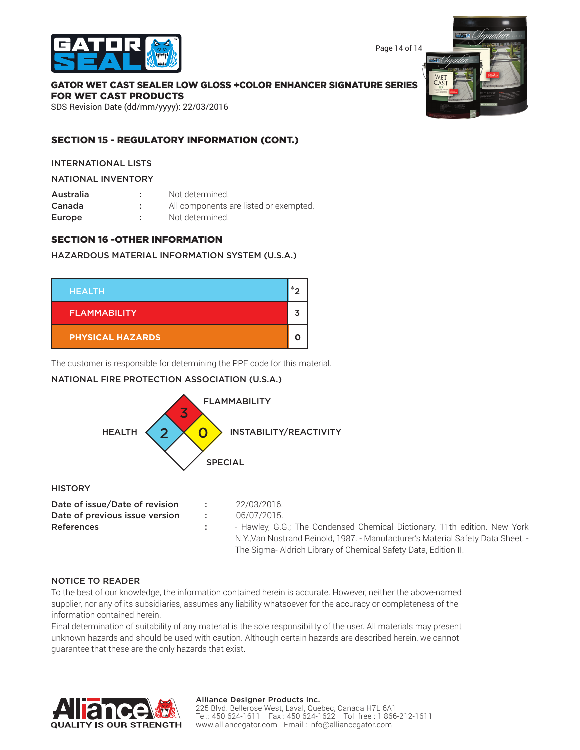# GATOR WET CAST SEALER LOW GLOSS +COLOR ENHANCER SIGNATURE SERIES FOR WET CAST PRODUCTS

SDS Revision Date (dd/mm/yyyy): 22/03/2016

## SECTION 15 - REGULATORY INFORMATION (CONT.)

INTERNATIONAL LISTS

NATIONAL INVENTORY

| | | |
|---|---|---|
| Australia | : | Not determined. |
| Canada | : | All components are listed or exempted. |
| Europe | : | Not determined. |

## SECTION 16 -OTHER INFORMATION

HAZARDOUS MATERIAL INFORMATION SYSTEM (U.S.A.)

| | |
|---|---|
| HEALTH | *2 |
| FLAMMABILITY | 3 |
| PHYSICAL HAZARDS | 0 |

The customer is responsible for determining the PPE code for this material.

NATIONAL FIRE PROTECTION ASSOCIATION (U.S.A.)

FLAMMABILITY 3
HEALTH 2
INSTABILITY/REACTIVITY 0
SPECIAL

HISTORY

| | | |
|---|---|---|
| Date of issue/Date of revision | : | 22/03/2016. |
| Date of previous issue version | : | 06/07/2015. |
| References | : | - Hawley, G.G.; The Condensed Chemical Dictionary, 11th edition. New York N.Y.,Van Nostrand Reinold, 1987. - Manufacturer's Material Safety Data Sheet. - The Sigma- Aldrich Library of Chemical Safety Data, Edition II. |

NOTICE TO READER

To the best of our knowledge, the information contained herein is accurate. However, neither the above-named supplier, nor any of its subsidiaries, assumes any liability whatsoever for the accuracy or completeness of the information contained herein.

Final determination of suitability of any material is the sole responsibility of the user. All materials may present unknown hazards and should be used with caution. Although certain hazards are described herein, we cannot guarantee that these are the only hazards that exist.

QUALITY IS OUR STRENGTH

**Alliance Designer Products Inc.**
225 Blvd. Bellerose West, Laval, Quebec, Canada H7L 6A1
Tel.: 450 624-1611 Fax : 450 624-1622 Toll free : 1 866-212-1611
www.alliancegator.com - Email : info@alliancegator.com